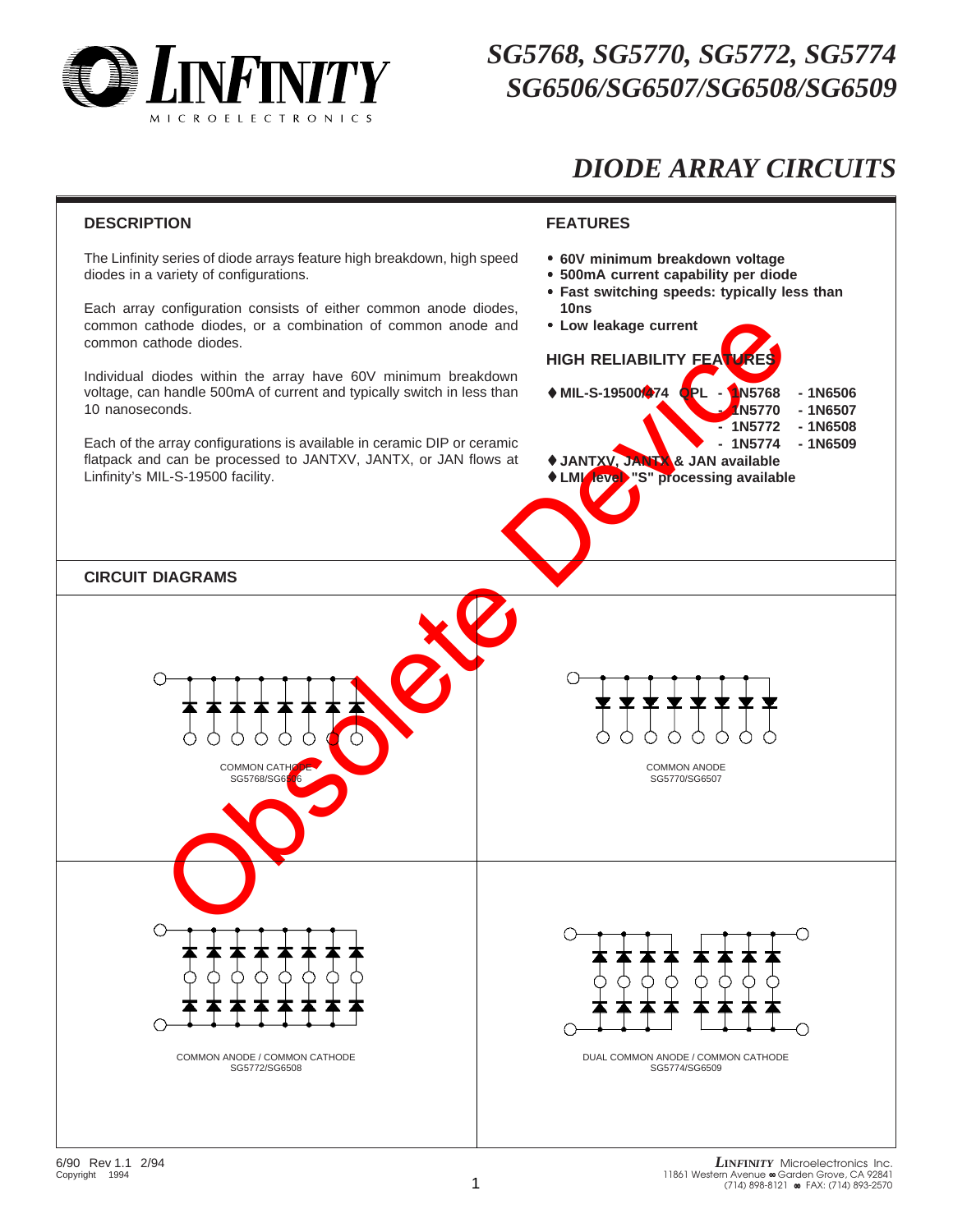# SG5768, SG5770, SG5772, SG5774
# SG6506/SG6507/SG6508/SG6509

## DIODE ARRAY CIRCUITS

Obsolete Device

### DESCRIPTION

The Linfinity series of diode arrays feature high breakdown, high speed diodes in a variety of configurations.

Each array configuration consists of either common anode diodes, common cathode diodes, or a combination of common anode and common cathode diodes.

Individual diodes within the array have 60V minimum breakdown voltage, can handle 500mA of current and typically switch in less than 10 nanoseconds.

Each of the array configurations is available in ceramic DIP or ceramic flatpack and can be processed to JANTXV, JANTX, or JAN flows at Linfinity's MIL-S-19500 facility.

### FEATURES

- **60V minimum breakdown voltage**
- **500mA current capability per diode**
- **Fast switching speeds: typically less than 10ns**
- **Low leakage current**

### HIGH RELIABILITY FEATURES

- **MIL-S-19500/474 QPL**
  - **1N5768 - 1N6506**
  - **1N5770 - 1N6507**
  - **1N5772 - 1N6508**
  - **1N5774 - 1N6509**
- **JANTXV, JANTX & JAN available**
- **LMI level "S" processing available**

### CIRCUIT DIAGRAMS

COMMON CATHODE
SG5768/SG6576

COMMON ANODE
SG5770/SG6507

COMMON ANODE / COMMON CATHODE
SG5772/SG6508

DUAL COMMON ANODE / COMMON CATHODE
SG5774/SG6509

6/90 Rev 1.1 2/94
Copyright 1994

*LINFINITY* Microelectronics Inc.
11861 Western Avenue ∞ Garden Grove, CA 92841
(714) 898-8121 ∞ FAX: (714) 893-2570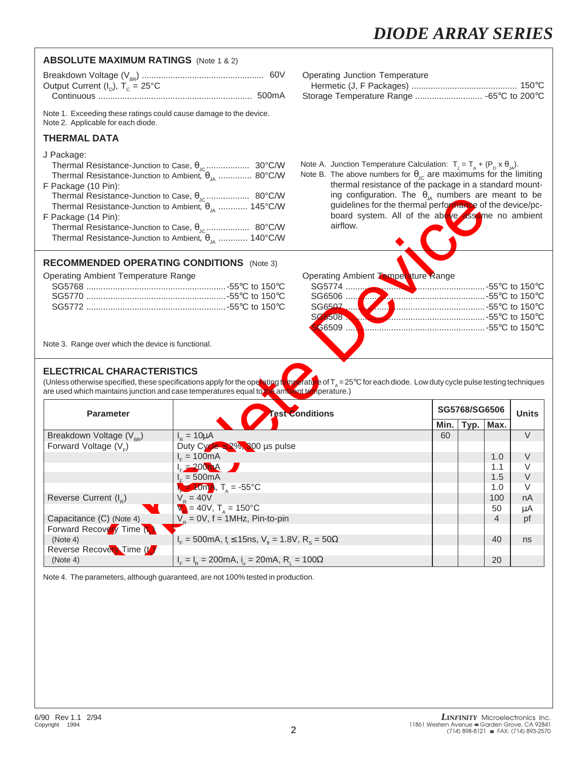## ABSOLUTE MAXIMUM RATINGS (Note 1 & 2)

Breakdown Voltage ($V_{BR}$) .................................................. 60V
Output Current ($I_O$), $T_C$ = 25°C
Continuous ................................................................ 500mA

Operating Junction Temperature
Hermetic (J, F Packages) ............................................ 150°C
Storage Temperature Range ............................ -65°C to 200°C

Note 1. Exceeding these ratings could cause damage to the device.
Note 2. Applicable for each diode.

## THERMAL DATA

J Package:
Thermal Resistance-Junction to Case, $\theta_{JC}$ .................. 30°C/W
Thermal Resistance-Junction to Ambient, $\theta_{JA}$ ............. 80°C/W
F Package (10 Pin):
Thermal Resistance-Junction to Case, $\theta_{JC}$ .................. 80°C/W
Thermal Resistance-Junction to Ambient, $\theta_{JA}$ ........... 145°C/W
F Package (14 Pin):
Thermal Resistance-Junction to Case, $\theta_{JC}$ .................. 80°C/W
Thermal Resistance-Junction to Ambient, $\theta_{JA}$ ........... 140°C/W

Note A. Junction Temperature Calculation: $T_J = T_A + (P_D \times \theta_{JA})$.
Note B. The above numbers for $\theta_{JC}$ are maximums for the limiting thermal resistance of the package in a standard mounting configuration. The $\theta_{JA}$ numbers are meant to be guidelines for the thermal performance of the device/pc-board system. All of the above assume no ambient airflow.

## RECOMMENDED OPERATING CONDITIONS (Note 3)

Operating Ambient Temperature Range
SG5768 ......................................................... -55°C to 150°C
SG5770 ......................................................... -55°C to 150°C
SG5772 ......................................................... -55°C to 150°C

Operating Ambient Temperature Range
SG5774 ......................................................... -55°C to 150°C
SG6506 ......................................................... -55°C to 150°C
SG6507 ......................................................... -55°C to 150°C
SG6508 ......................................................... -55°C to 150°C
SG6509 ......................................................... -55°C to 150°C

Note 3. Range over which the device is functional.

## ELECTRICAL CHARACTERISTICS

(Unless otherwise specified, these specifications apply for the operating temperature of $T_A$ = 25°C for each diode. Low duty cycle pulse testing techniques are used which maintains junction and case temperatures equal to the ambient temperature.)

| Parameter | Test Conditions | SG5768/SG6506 | | | Units |
|---|---|---|---|---|---|
| | | Min. | Typ. | Max. | |
| Breakdown Voltage ($V_{BR}$) | $I_R$ = 10µA | 60 | | | V |
| Forward Voltage ($V_F$) | Duty Cycle ≤ 2%, 300 µs pulse | | | | |
| | $I_F$ = 100mA | | | 1.0 | V |
| | $I_F$ = 200mA | | | 1.1 | V |
| | $I_F$ = 500mA | | | 1.5 | V |
| | $I_F$ = 10mA, $T_A$ = -55°C | | | 1.0 | V |
| Reverse Current ($I_R$) | $V_R$ = 40V | | | 100 | nA |
| | $V_R$ = 40V, $T_A$ = 150°C | | | 50 | µA |
| Capacitance (C) (Note 4) | $V_R$ = 0V, f = 1MHz, Pin-to-pin | | | 4 | pf |
| Forward Recovery Time ($t_{fr}$) (Note 4) | $I_F$ = 500mA, $t_r$ ≤ 15ns, $V_{fr}$ = 1.8V, $R_S$ = 50Ω | | | 40 | ns |
| Reverse Recovery Time ($t_{rr}$) (Note 4) | $I_F = I_R$ = 200mA, $i_{rr}$ = 20mA, $R_L$ = 100Ω | | | 20 | |

Note 4. The parameters, although guaranteed, are not 100% tested in production.

6/90 Rev 1.1 2/94
Copyright 1994

LINFINITY Microelectronics Inc.
11861 Western Avenue ∞ Garden Grove, CA 92841
(714) 898-8121 ∞ FAX: (714) 893-2570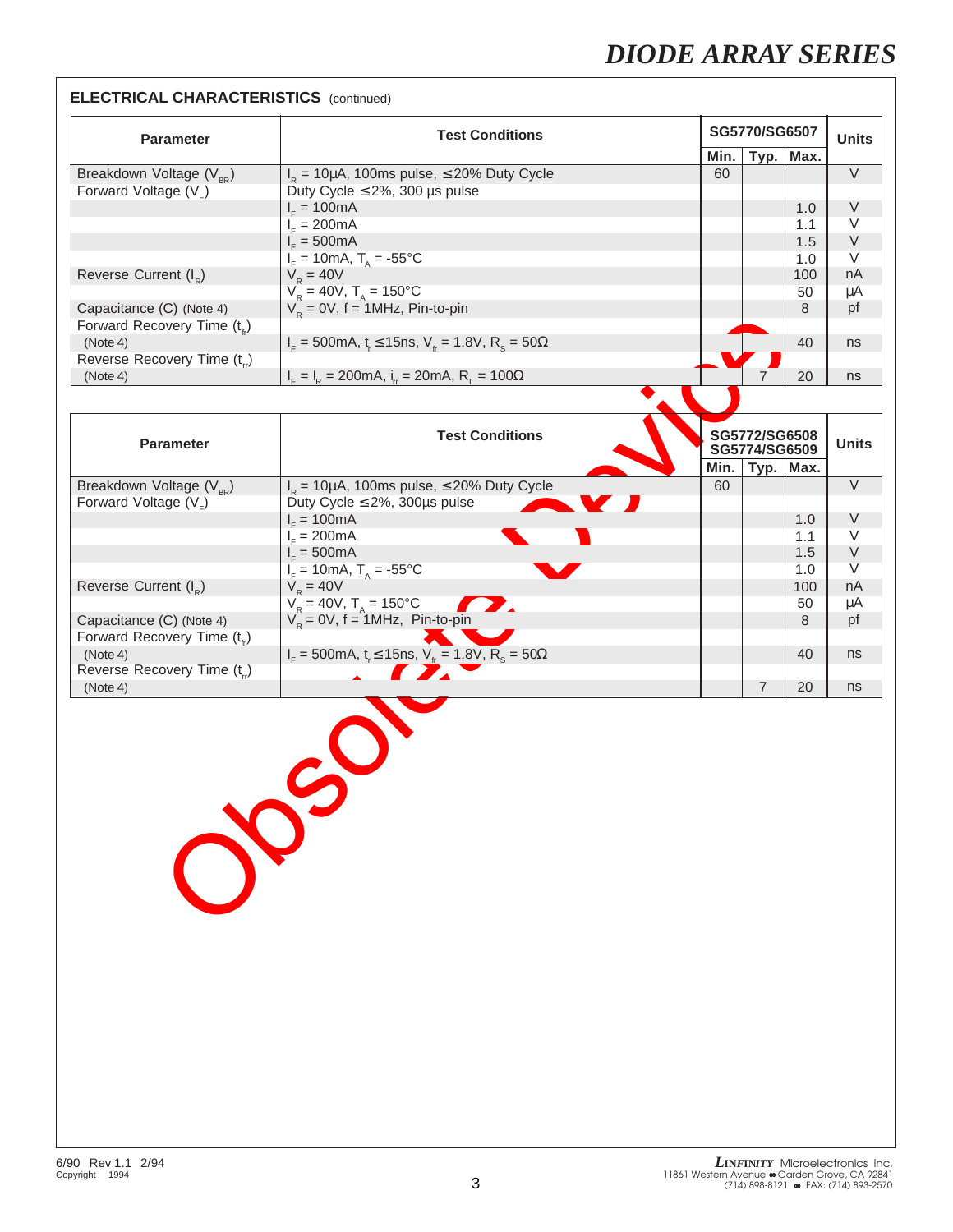## ELECTRICAL CHARACTERISTICS (continued)

| Parameter | Test Conditions | SG5770/SG6507 | | | Units |
|---|---|---|---|---|---|
| | | Min. | Typ. | Max. | |
| Breakdown Voltage ($V_{BR}$) | $I_R$ = 10µA, 100ms pulse, ≤20% Duty Cycle | 60 | | | V |
| Forward Voltage ($V_F$) | Duty Cycle ≤2%, 300 µs pulse | | | | |
| | $I_F$ = 100mA | | | 1.0 | V |
| | $I_F$ = 200mA | | | 1.1 | V |
| | $I_F$ = 500mA | | | 1.5 | V |
| | $I_F$ = 10mA, $T_A$ = -55°C | | | 1.0 | V |
| Reverse Current ($I_R$) | $V_R$ = 40V | | | 100 | nA |
| | $V_R$ = 40V, $T_A$ = 150°C | | | 50 | µA |
| Capacitance (C) (Note 4) | $V_R$ = 0V, f = 1MHz, Pin-to-pin | | | 8 | pf |
| Forward Recovery Time ($t_{fr}$) (Note 4) | $I_F$ = 500mA, $t_r$ ≤15ns, $V_{fr}$ = 1.8V, $R_S$ = 50Ω | | | 40 | ns |
| Reverse Recovery Time ($t_{rr}$) (Note 4) | $I_F$ = $I_R$ = 200mA, $i_{rr}$ = 20mA, $R_L$ = 100Ω | | 7 | 20 | ns |

| Parameter | Test Conditions | SG5772/SG6508 SG5774/SG6509 | | | Units |
|---|---|---|---|---|---|
| | | Min. | Typ. | Max. | |
| Breakdown Voltage ($V_{BR}$) | $I_R$ = 10µA, 100ms pulse, ≤20% Duty Cycle | 60 | | | V |
| Forward Voltage ($V_F$) | Duty Cycle ≤2%, 300µs pulse | | | | |
| | $I_F$ = 100mA | | | 1.0 | V |
| | $I_F$ = 200mA | | | 1.1 | V |
| | $I_F$ = 500mA | | | 1.5 | V |
| | $I_F$ = 10mA, $T_A$ = -55°C | | | 1.0 | V |
| Reverse Current ($I_R$) | $V_R$ = 40V | | | 100 | nA |
| | $V_R$ = 40V, $T_A$ = 150°C | | | 50 | µA |
| Capacitance (C) (Note 4) | $V_R$ = 0V, f = 1MHz, Pin-to-pin | | | 8 | pf |
| Forward Recovery Time ($t_{fr}$) (Note 4) | $I_F$ = 500mA, $t_r$ ≤15ns, $V_{fr}$ = 1.8V, $R_S$ = 50Ω | | | 40 | ns |
| Reverse Recovery Time ($t_{rr}$) (Note 4) | | | 7 | 20 | ns |

Obsolete Device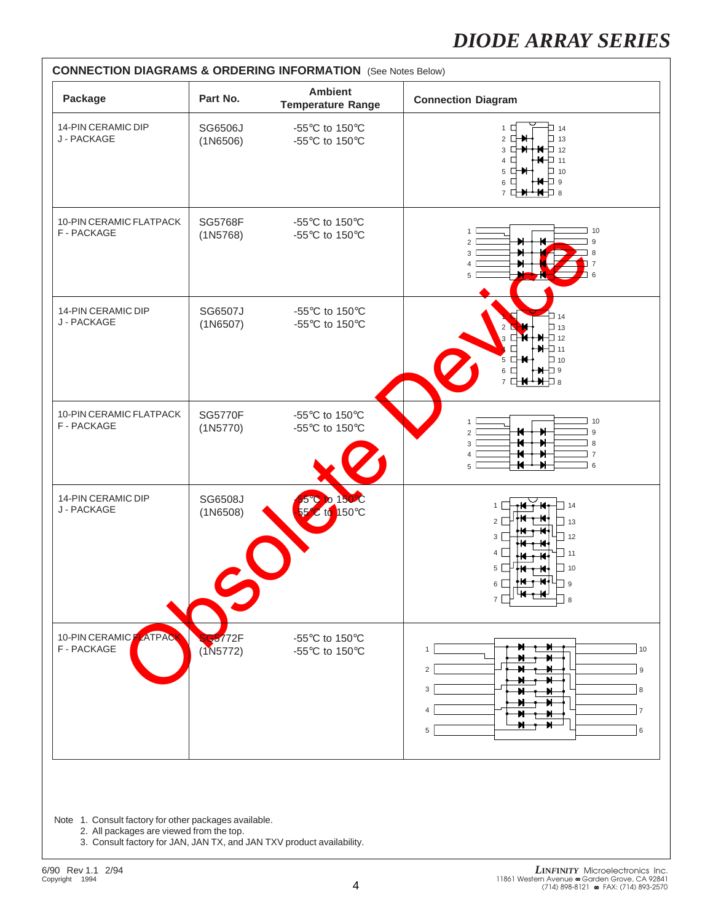## CONNECTION DIAGRAMS & ORDERING INFORMATION (See Notes Below)

| Package | Part No. | Ambient Temperature Range | Connection Diagram |
|---|---|---|---|
| 14-PIN CERAMIC DIP J - PACKAGE | SG6506J (1N6506) | -55°C to 150°C -55°C to 150°C | |
| 10-PIN CERAMIC FLATPACK F - PACKAGE | SG5768F (1N5768) | -55°C to 150°C -55°C to 150°C | |
| 14-PIN CERAMIC DIP J - PACKAGE | SG6507J (1N6507) | -55°C to 150°C -55°C to 150°C | |
| 10-PIN CERAMIC FLATPACK F - PACKAGE | SG5770F (1N5770) | -55°C to 150°C -55°C to 150°C | |
| 14-PIN CERAMIC DIP J - PACKAGE | SG6508J (1N6508) | -55°C to 150°C -55°C to 150°C | |
| 10-PIN CERAMIC FLATPACK F - PACKAGE | SG5772F (1N5772) | -55°C to 150°C -55°C to 150°C | |

Obsolete Device

Note 1. Consult factory for other packages available.
2. All packages are viewed from the top.
3. Consult factory for JAN, JAN TX, and JAN TXV product availability.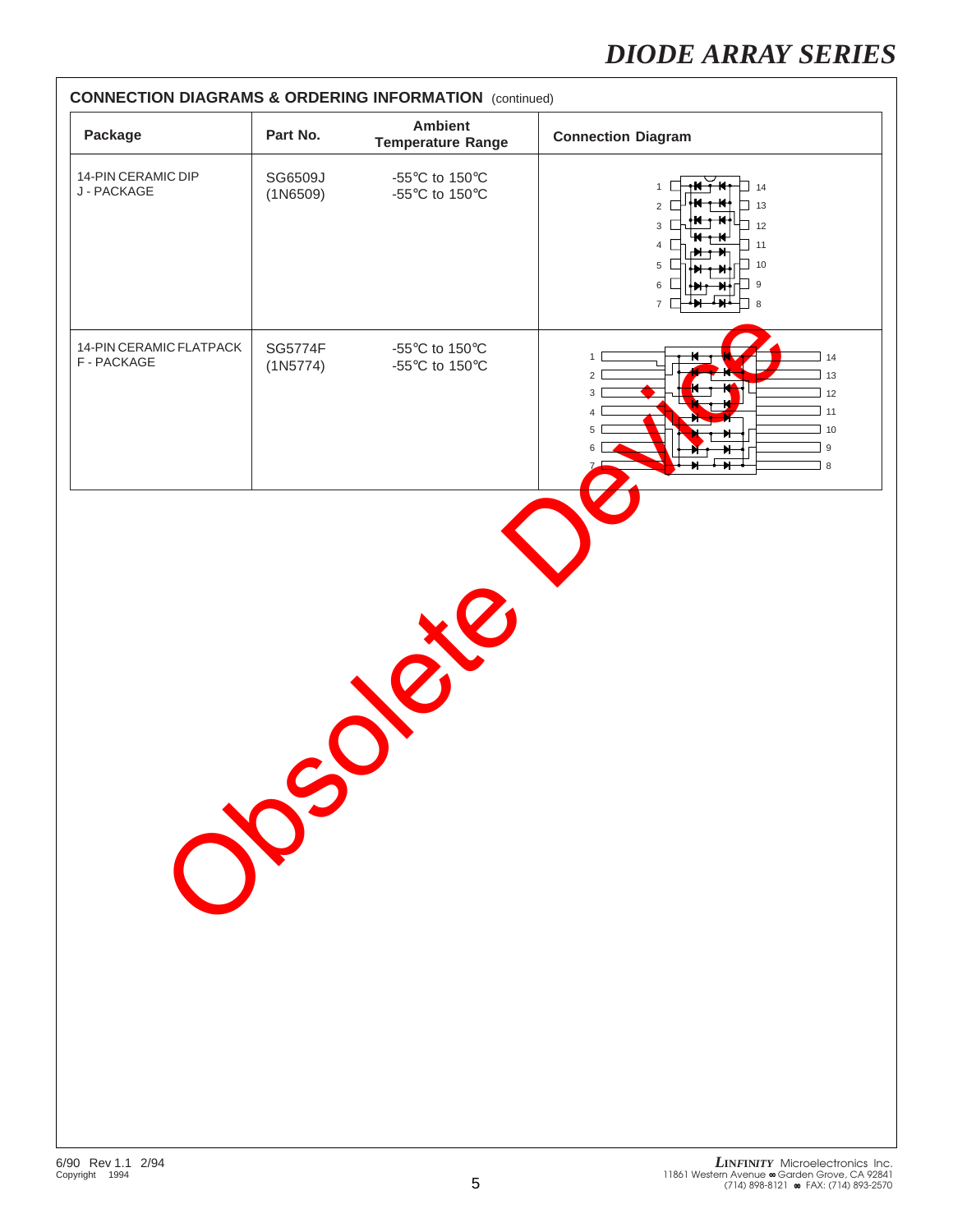## CONNECTION DIAGRAMS & ORDERING INFORMATION (continued)

| Package | Part No. | Ambient Temperature Range | Connection Diagram |
|---|---|---|---|
| 14-PIN CERAMIC DIP<br>J - PACKAGE | SG6509J<br>(1N6509) | -55°C to 150°C<br>-55°C to 150°C | |
| 14-PIN CERAMIC FLATPACK<br>F - PACKAGE | SG5774F<br>(1N5774) | -55°C to 150°C<br>-55°C to 150°C | |

Obsolete Device

6/90 Rev 1.1 2/94
Copyright 1994

*LINFINITY* Microelectronics Inc.
11861 Western Avenue ∞ Garden Grove, CA 92841
(714) 898-8121 ∞ FAX: (714) 893-2570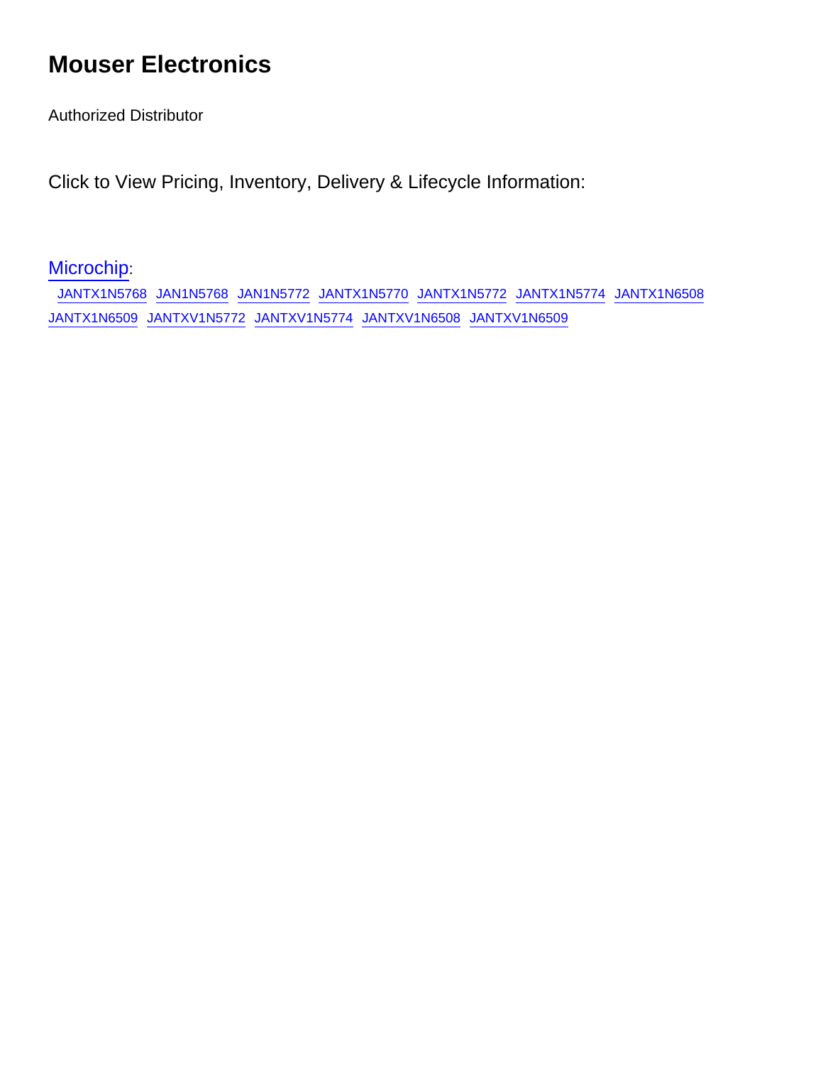# Mouser Electronics

Authorized Distributor

Click to View Pricing, Inventory, Delivery & Lifecycle Information:

Microchip:

JANTX1N5768 JAN1N5768 JAN1N5772 JANTX1N5770 JANTX1N5772 JANTX1N5774 JANTX1N6508 JANTX1N6509 JANTXV1N5772 JANTXV1N5774 JANTXV1N6508 JANTXV1N6509